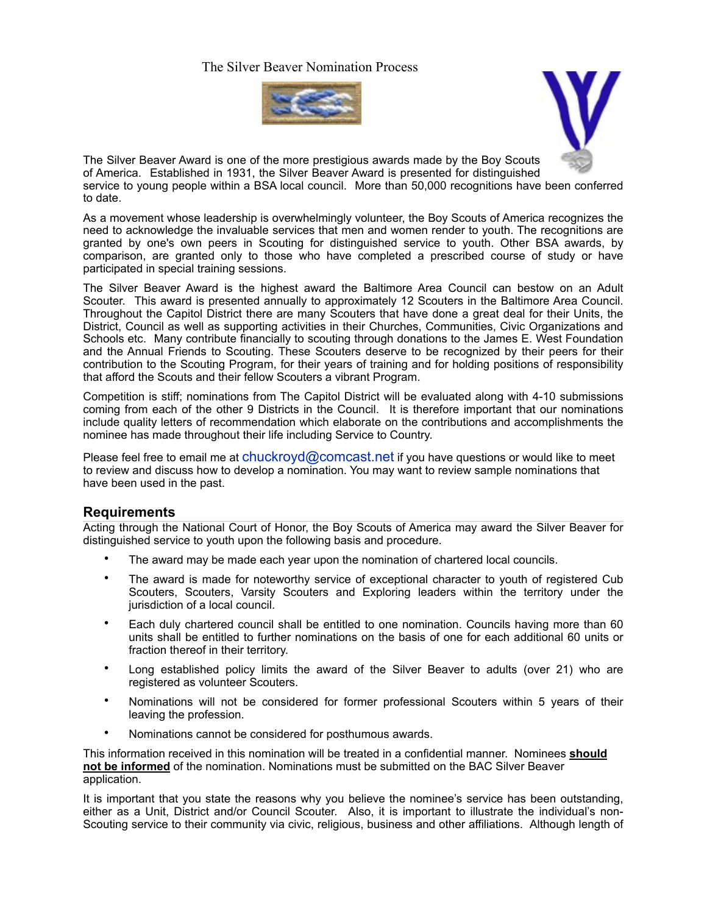# The Silver Beaver Nomination Process

The Silver Beaver Award is one of the more prestigious awards made by the Boy Scouts of America. Established in 1931, the Silver Beaver Award is presented for distinguished service to young people within a BSA local council. More than 50,000 recognitions have been conferred to date.

As a movement whose leadership is overwhelmingly volunteer, the Boy Scouts of America recognizes the need to acknowledge the invaluable services that men and women render to youth. The recognitions are granted by one's own peers in Scouting for distinguished service to youth. Other BSA awards, by comparison, are granted only to those who have completed a prescribed course of study or have participated in special training sessions.

The Silver Beaver Award is the highest award the Baltimore Area Council can bestow on an Adult Scouter. This award is presented annually to approximately 12 Scouters in the Baltimore Area Council. Throughout the Capitol District there are many Scouters that have done a great deal for their Units, the District, Council as well as supporting activities in their Churches, Communities, Civic Organizations and Schools etc. Many contribute financially to scouting through donations to the James E. West Foundation and the Annual Friends to Scouting. These Scouters deserve to be recognized by their peers for their contribution to the Scouting Program, for their years of training and for holding positions of responsibility that afford the Scouts and their fellow Scouters a vibrant Program.

Competition is stiff; nominations from The Capitol District will be evaluated along with 4-10 submissions coming from each of the other 9 Districts in the Council. It is therefore important that our nominations include quality letters of recommendation which elaborate on the contributions and accomplishments the nominee has made throughout their life including Service to Country.

Please feel free to email me at chuckroyd@comcast.net if you have questions or would like to meet to review and discuss how to develop a nomination. You may want to review sample nominations that have been used in the past.

## Requirements

Acting through the National Court of Honor, the Boy Scouts of America may award the Silver Beaver for distinguished service to youth upon the following basis and procedure.

- The award may be made each year upon the nomination of chartered local councils.
- The award is made for noteworthy service of exceptional character to youth of registered Cub Scouters, Scouters, Varsity Scouters and Exploring leaders within the territory under the jurisdiction of a local council.
- Each duly chartered council shall be entitled to one nomination. Councils having more than 60 units shall be entitled to further nominations on the basis of one for each additional 60 units or fraction thereof in their territory.
- Long established policy limits the award of the Silver Beaver to adults (over 21) who are registered as volunteer Scouters.
- Nominations will not be considered for former professional Scouters within 5 years of their leaving the profession.
- Nominations cannot be considered for posthumous awards.

This information received in this nomination will be treated in a confidential manner. Nominees **<u>should not be informed</u>** of the nomination. Nominations must be submitted on the BAC Silver Beaver application.

It is important that you state the reasons why you believe the nominee's service has been outstanding, either as a Unit, District and/or Council Scouter. Also, it is important to illustrate the individual's non-Scouting service to their community via civic, religious, business and other affiliations. Although length of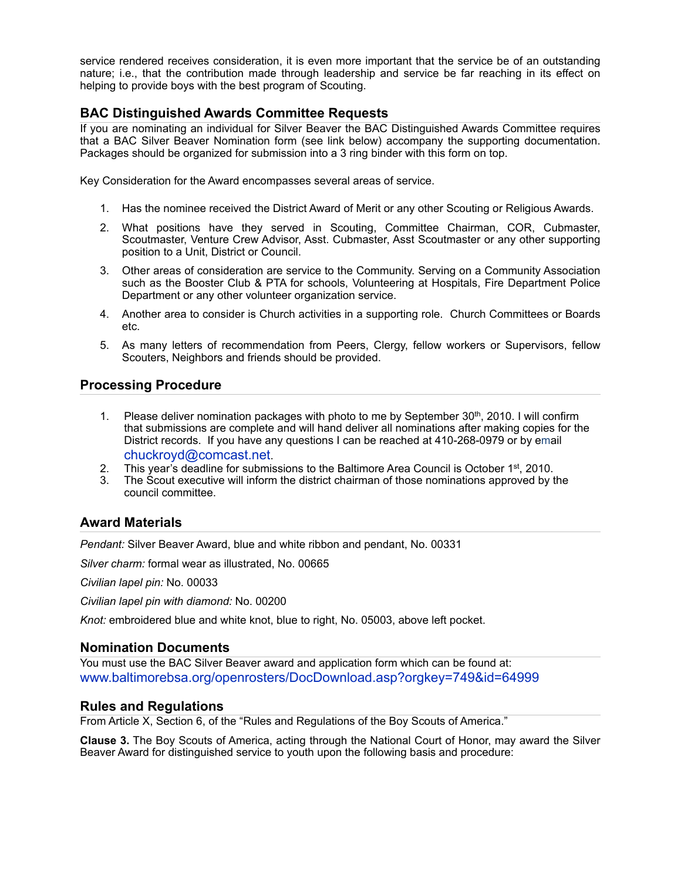service rendered receives consideration, it is even more important that the service be of an outstanding nature; i.e., that the contribution made through leadership and service be far reaching in its effect on helping to provide boys with the best program of Scouting.

## BAC Distinguished Awards Committee Requests

If you are nominating an individual for Silver Beaver the BAC Distinguished Awards Committee requires that a BAC Silver Beaver Nomination form (see link below) accompany the supporting documentation. Packages should be organized for submission into a 3 ring binder with this form on top.

Key Consideration for the Award encompasses several areas of service.

1. Has the nominee received the District Award of Merit or any other Scouting or Religious Awards.
2. What positions have they served in Scouting, Committee Chairman, COR, Cubmaster, Scoutmaster, Venture Crew Advisor, Asst. Cubmaster, Asst Scoutmaster or any other supporting position to a Unit, District or Council.
3. Other areas of consideration are service to the Community. Serving on a Community Association such as the Booster Club & PTA for schools, Volunteering at Hospitals, Fire Department Police Department or any other volunteer organization service.
4. Another area to consider is Church activities in a supporting role. Church Committees or Boards etc.
5. As many letters of recommendation from Peers, Clergy, fellow workers or Supervisors, fellow Scouters, Neighbors and friends should be provided.

## Processing Procedure

1. Please deliver nomination packages with photo to me by September 30th, 2010. I will confirm that submissions are complete and will hand deliver all nominations after making copies for the District records. If you have any questions I can be reached at 410-268-0979 or by email chuckroyd@comcast.net.
2. This year's deadline for submissions to the Baltimore Area Council is October 1st, 2010.
3. The Scout executive will inform the district chairman of those nominations approved by the council committee.

## Award Materials

*Pendant:* Silver Beaver Award, blue and white ribbon and pendant, No. 00331

*Silver charm:* formal wear as illustrated, No. 00665

*Civilian lapel pin:* No. 00033

*Civilian lapel pin with diamond:* No. 00200

*Knot:* embroidered blue and white knot, blue to right, No. 05003, above left pocket.

## Nomination Documents

You must use the BAC Silver Beaver award and application form which can be found at:
www.baltimorebsa.org/openrosters/DocDownload.asp?orgkey=749&id=64999

## Rules and Regulations

From Article X, Section 6, of the "Rules and Regulations of the Boy Scouts of America."

**Clause 3.** The Boy Scouts of America, acting through the National Court of Honor, may award the Silver Beaver Award for distinguished service to youth upon the following basis and procedure: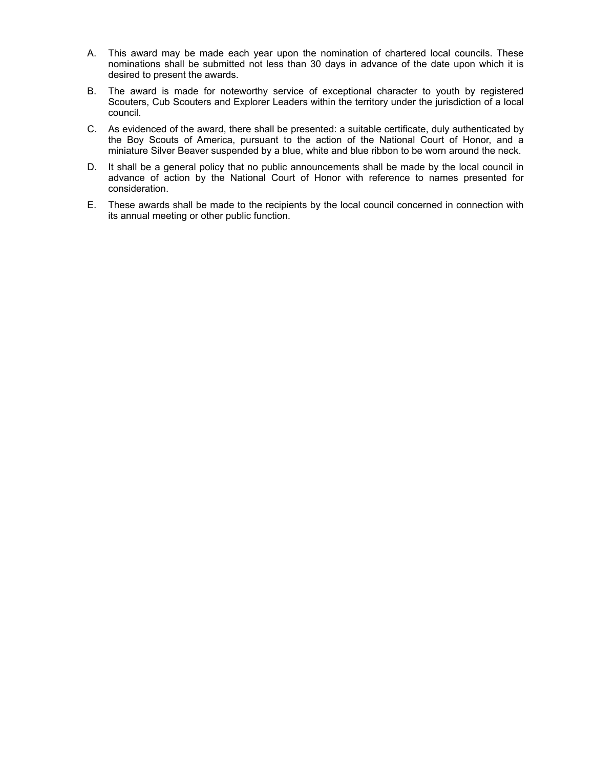A. This award may be made each year upon the nomination of chartered local councils. These nominations shall be submitted not less than 30 days in advance of the date upon which it is desired to present the awards.

B. The award is made for noteworthy service of exceptional character to youth by registered Scouters, Cub Scouters and Explorer Leaders within the territory under the jurisdiction of a local council.

C. As evidenced of the award, there shall be presented: a suitable certificate, duly authenticated by the Boy Scouts of America, pursuant to the action of the National Court of Honor, and a miniature Silver Beaver suspended by a blue, white and blue ribbon to be worn around the neck.

D. It shall be a general policy that no public announcements shall be made by the local council in advance of action by the National Court of Honor with reference to names presented for consideration.

E. These awards shall be made to the recipients by the local council concerned in connection with its annual meeting or other public function.